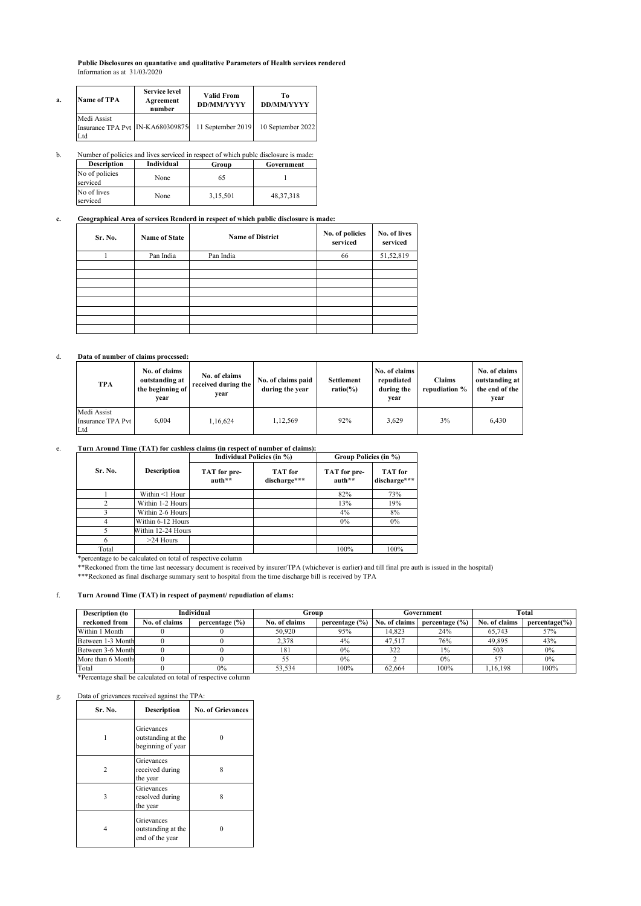**Public Disclosures on quantative and qualitative Parameters of Health services rendered**

Information as at 31/03/2020

**a.**

| Name of TPA | Service level Agreement number | Valid From DD/MM/YYYY | To DD/MM/YYYY |
|---|---|---|---|
| Medi Assist Insurance TPA Pvt Ltd | IN-KA680309875 | 11 September 2019 | 10 September 2022 |

b. Number of policies and lives serviced in respect of which publc disclosure is made:

| Description | Individual | Group | Government |
|---|---|---|---|
| No of policies serviced | None | 65 | 1 |
| No of lives serviced | None | 3,15,501 | 48,37,318 |

**c. Geographical Area of services Renderd in respect of which public disclosure is made:**

| Sr. No. | Name of State | Name of District | No. of policies serviced | No. of lives serviced |
|---|---|---|---|---|
| 1 | Pan India | Pan India | 66 | 51,52,819 |
| | | | | |
| | | | | |
| | | | | |
| | | | | |
| | | | | |
| | | | | |
| | | | | |
| | | | | |

d. **Data of number of claims processed:**

| TPA | No. of claims outstanding at the beginning of year | No. of claims received during the year | No. of claims paid during the year | Settlement ratio(%) | No. of claims repudiated during the year | Claims repudiation % | No. of claims outstanding at the end of the year |
|---|---|---|---|---|---|---|---|
| Medi Assist Insurance TPA Pvt Ltd | 6,004 | 1,16,624 | 1,12,569 | 92% | 3,629 | 3% | 6,430 |

e. **Turn Around Time (TAT) for cashless claims (in respect of number of claims):**

| Sr. No. | Description | Individual Policies (in %) | | Group Policies (in %) | |
|---|---|---|---|---|---|
| | | TAT for pre-auth** | TAT for discharge*** | TAT for pre-auth** | TAT for discharge*** |
| 1 | Within <1 Hour | | | 82% | 73% |
| 2 | Within 1-2 Hours | | | 13% | 19% |
| 3 | Within 2-6 Hours | | | 4% | 8% |
| 4 | Within 6-12 Hours | | | 0% | 0% |
| 5 | Within 12-24 Hours | | | | |
| 6 | >24 Hours | | | | |
| Total | | | | 100% | 100% |

*percentage to be calculated on total of respective column

**Reckoned from the time last necessary document is received by insurer/TPA (whichever is earlier) and till final pre auth is issued in the hospital)

***Reckoned as final discharge summary sent to hospital from the time discharge bill is received by TPA

f. **Turn Around Time (TAT) in respect of payment/ repudiation of clams:**

| Description (to reckoned from | Individual | | Group | | Government | | Total | |
|---|---|---|---|---|---|---|---|---|
| | No. of claims | percentage (%) | No. of claims | percentage (%) | No. of claims | percentage (%) | No. of claims | percentage(%) |
| Within 1 Month | 0 | 0 | 50,920 | 95% | 14,823 | 24% | 65,743 | 57% |
| Between 1-3 Month | 0 | 0 | 2,378 | 4% | 47,517 | 76% | 49,895 | 43% |
| Between 3-6 Month | 0 | 0 | 181 | 0% | 322 | 1% | 503 | 0% |
| More than 6 Months | 0 | 0 | 55 | 0% | 2 | 0% | 57 | 0% |
| Total | 0 | 0% | 53,534 | 100% | 62,664 | 100% | 1,16,198 | 100% |

*Percentage shall be calculated on total of respective column

g. Data of grievances received against the TPA:

| Sr. No. | Description | No. of Grievances |
|---|---|---|
| 1 | Grievances outstanding at the beginning of year | 0 |
| 2 | Grievances received during the year | 8 |
| 3 | Grievances resolved during the year | 8 |
| 4 | Grievances outstanding at the end of the year | 0 |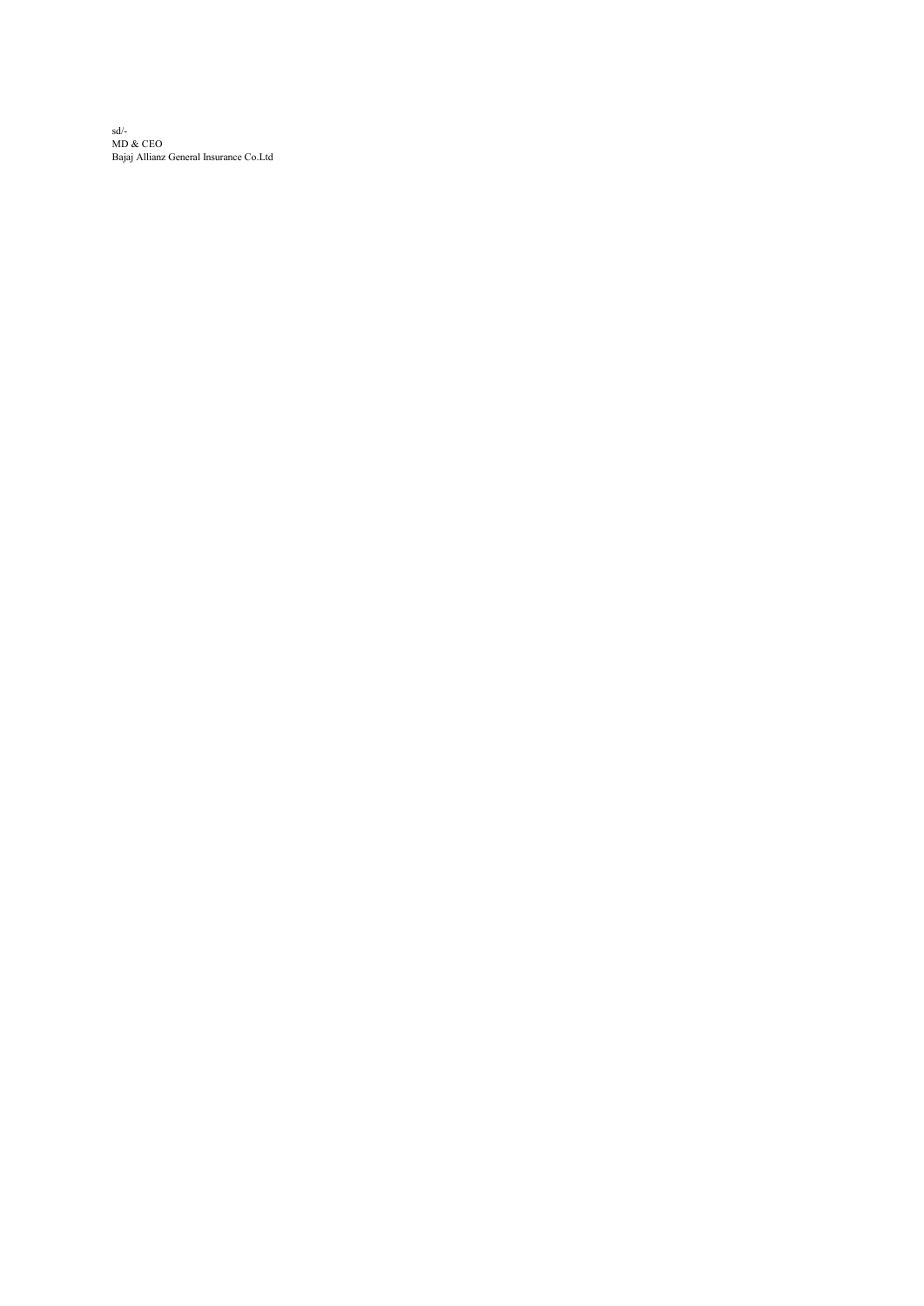sd/-
MD & CEO
Bajaj Allianz General Insurance Co.Ltd